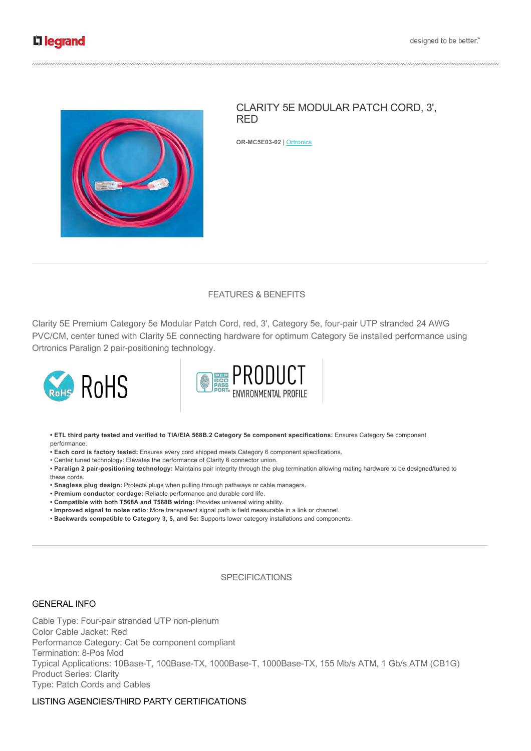# CLARITY 5E MODULAR PATCH CORD, 3', RED

**OR-MC5E03-02** | Ortronics

## FEATURES & BENEFITS

Clarity 5E Premium Category 5e Modular Patch Cord, red, 3', Category 5e, four-pair UTP stranded 24 AWG PVC/CM, center tuned with Clarity 5E connecting hardware for optimum Category 5e installed performance using Ortronics Paralign 2 pair-positioning technology.

RoHS

PEP ECO PASSPORT PRODUCT ENVIRONMENTAL PROFILE

- **ETL third party tested and verified to TIA/EIA 568B.2 Category 5e component specifications:** Ensures Category 5e component performance.
- **Each cord is factory tested:** Ensures every cord shipped meets Category 6 component specifications.
- Center tuned technology: Elevates the performance of Clarity 6 connector union.
- **Paralign 2 pair-positioning technology:** Maintains pair integrity through the plug termination allowing mating hardware to be designed/tuned to these cords.
- **Snagless plug design:** Protects plugs when pulling through pathways or cable managers.
- **Premium conductor cordage:** Reliable performance and durable cord life.
- **Compatible with both T568A and T568B wiring:** Provides universal wiring ability.
- **Improved signal to noise ratio:** More transparent signal path is field measurable in a link or channel.
- **Backwards compatible to Category 3, 5, and 5e:** Supports lower category installations and components.

## SPECIFICATIONS

### GENERAL INFO

Cable Type: Four-pair stranded UTP non-plenum
Color Cable Jacket: Red
Performance Category: Cat 5e component compliant
Termination: 8-Pos Mod
Typical Applications: 10Base-T, 100Base-TX, 1000Base-T, 1000Base-TX, 155 Mb/s ATM, 1 Gb/s ATM (CB1G)
Product Series: Clarity
Type: Patch Cords and Cables

### LISTING AGENCIES/THIRD PARTY CERTIFICATIONS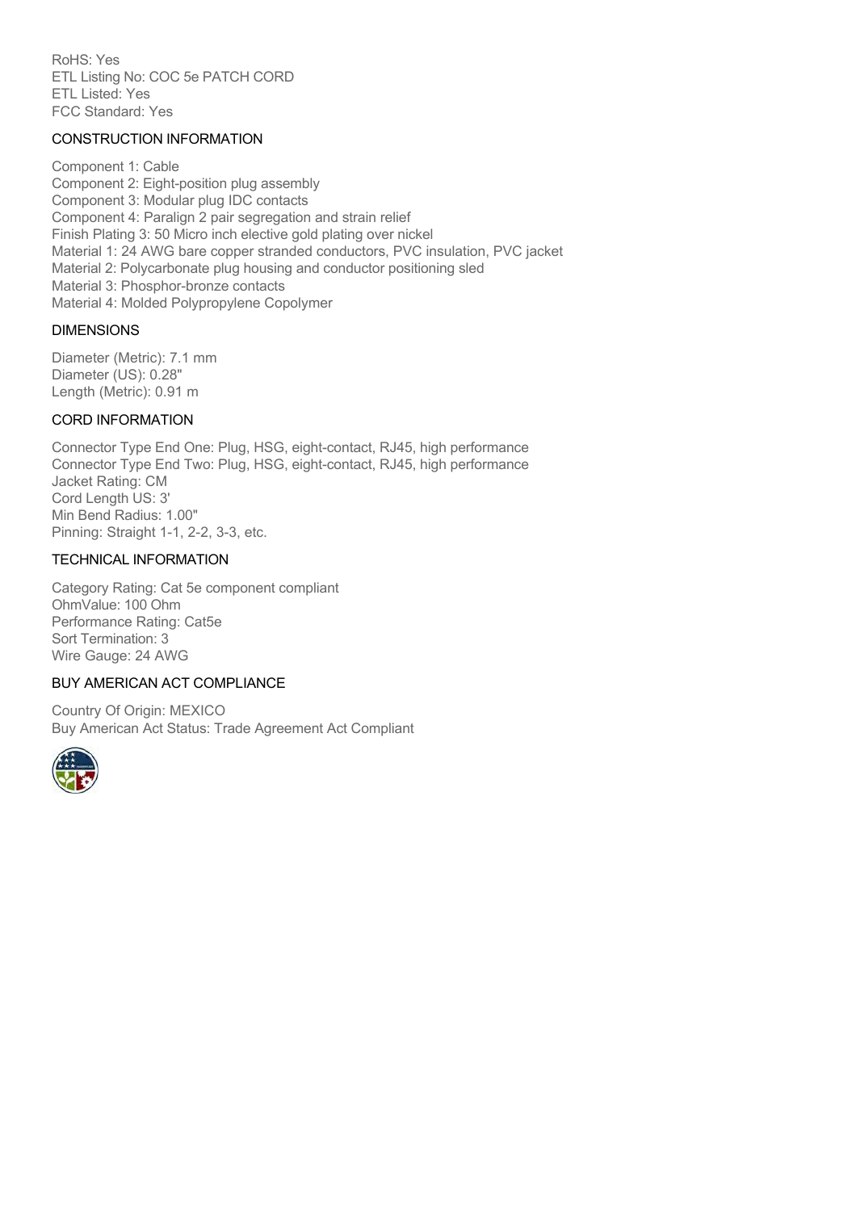RoHS: Yes
ETL Listing No: COC 5e PATCH CORD
ETL Listed: Yes
FCC Standard: Yes

## CONSTRUCTION INFORMATION

Component 1: Cable
Component 2: Eight-position plug assembly
Component 3: Modular plug IDC contacts
Component 4: Paralign 2 pair segregation and strain relief
Finish Plating 3: 50 Micro inch elective gold plating over nickel
Material 1: 24 AWG bare copper stranded conductors, PVC insulation, PVC jacket
Material 2: Polycarbonate plug housing and conductor positioning sled
Material 3: Phosphor-bronze contacts
Material 4: Molded Polypropylene Copolymer

## DIMENSIONS

Diameter (Metric): 7.1 mm
Diameter (US): 0.28"
Length (Metric): 0.91 m

## CORD INFORMATION

Connector Type End One: Plug, HSG, eight-contact, RJ45, high performance
Connector Type End Two: Plug, HSG, eight-contact, RJ45, high performance
Jacket Rating: CM
Cord Length US: 3'
Min Bend Radius: 1.00"
Pinning: Straight 1-1, 2-2, 3-3, etc.

## TECHNICAL INFORMATION

Category Rating: Cat 5e component compliant
OhmValue: 100 Ohm
Performance Rating: Cat5e
Sort Termination: 3
Wire Gauge: 24 AWG

## BUY AMERICAN ACT COMPLIANCE

Country Of Origin: MEXICO
Buy American Act Status: Trade Agreement Act Compliant